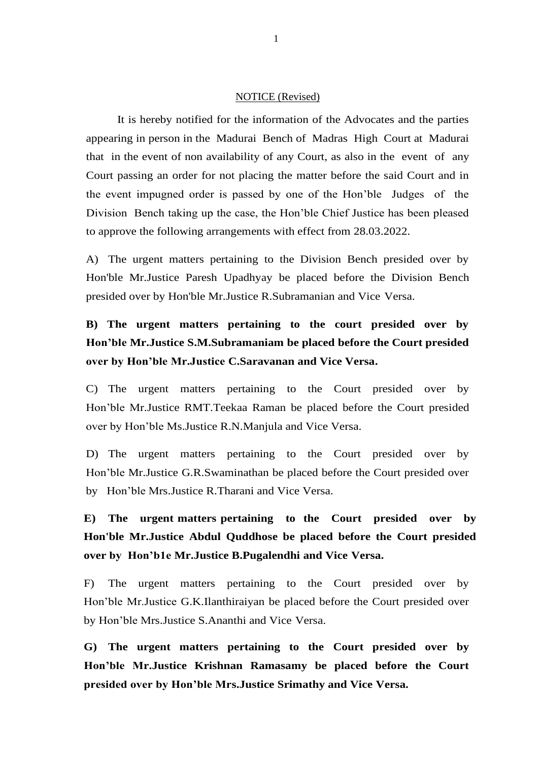NOTICE (Revised)

It is hereby notified for the information of the Advocates and the parties appearing in person in the Madurai Bench of Madras High Court at Madurai that in the event of non availability of any Court, as also in the event of any Court passing an order for not placing the matter before the said Court and in the event impugned order is passed by one of the Hon'ble Judges of the Division Bench taking up the case, the Hon'ble Chief Justice has been pleased to approve the following arrangements with effect from 28.03.2022.

A) The urgent matters pertaining to the Division Bench presided over by Hon'ble Mr.Justice Paresh Upadhyay be placed before the Division Bench presided over by Hon'ble Mr.Justice R.Subramanian and Vice Versa.

**B) The urgent matters pertaining to the court presided over by Hon'ble Mr.Justice S.M.Subramaniam be placed before the Court presided over by Hon'ble Mr.Justice C.Saravanan and Vice Versa.**

C) The urgent matters pertaining to the Court presided over by Hon'ble Mr.Justice RMT.Teekaa Raman be placed before the Court presided over by Hon'ble Ms.Justice R.N.Manjula and Vice Versa.

D) The urgent matters pertaining to the Court presided over by Hon'ble Mr.Justice G.R.Swaminathan be placed before the Court presided over by Hon'ble Mrs.Justice R.Tharani and Vice Versa.

**E) The urgent matters pertaining to the Court presided over by Hon'ble Mr.Justice Abdul Quddhose be placed before the Court presided over by Hon'b1e Mr.Justice B.Pugalendhi and Vice Versa.**

F) The urgent matters pertaining to the Court presided over by Hon'ble Mr.Justice G.K.Ilanthiraiyan be placed before the Court presided over by Hon'ble Mrs.Justice S.Ananthi and Vice Versa.

**G) The urgent matters pertaining to the Court presided over by Hon'ble Mr.Justice Krishnan Ramasamy be placed before the Court presided over by Hon'ble Mrs.Justice Srimathy and Vice Versa.**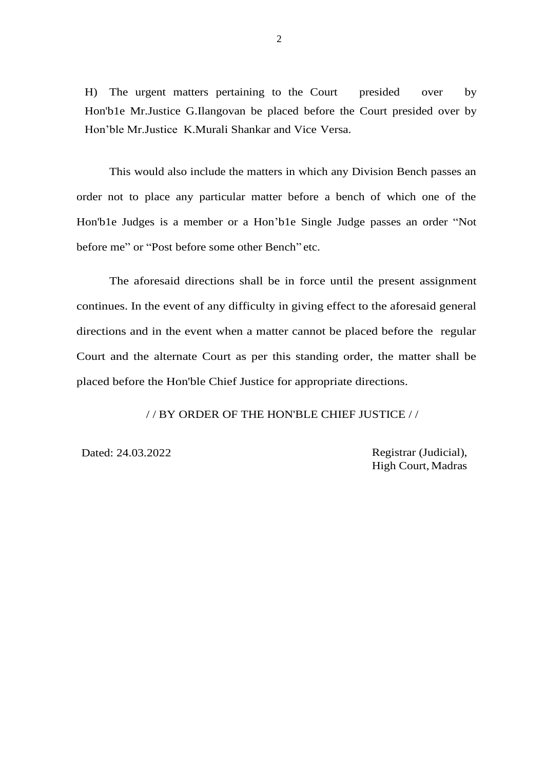H) The urgent matters pertaining to the Court presided over by Hon'b1e Mr.Justice G.Ilangovan be placed before the Court presided over by Hon’ble Mr.Justice K.Murali Shankar and Vice Versa.

This would also include the matters in which any Division Bench passes an order not to place any particular matter before a bench of which one of the Hon'b1e Judges is a member or a Hon’b1e Single Judge passes an order “Not before me” or “Post before some other Bench” etc.

The aforesaid directions shall be in force until the present assignment continues. In the event of any difficulty in giving effect to the aforesaid general directions and in the event when a matter cannot be placed before the regular Court and the alternate Court as per this standing order, the matter shall be placed before the Hon'ble Chief Justice for appropriate directions.

/ / BY ORDER OF THE HON'BLE CHIEF JUSTICE / /

Dated: 24.03.2022

Registrar (Judicial),
High Court, Madras